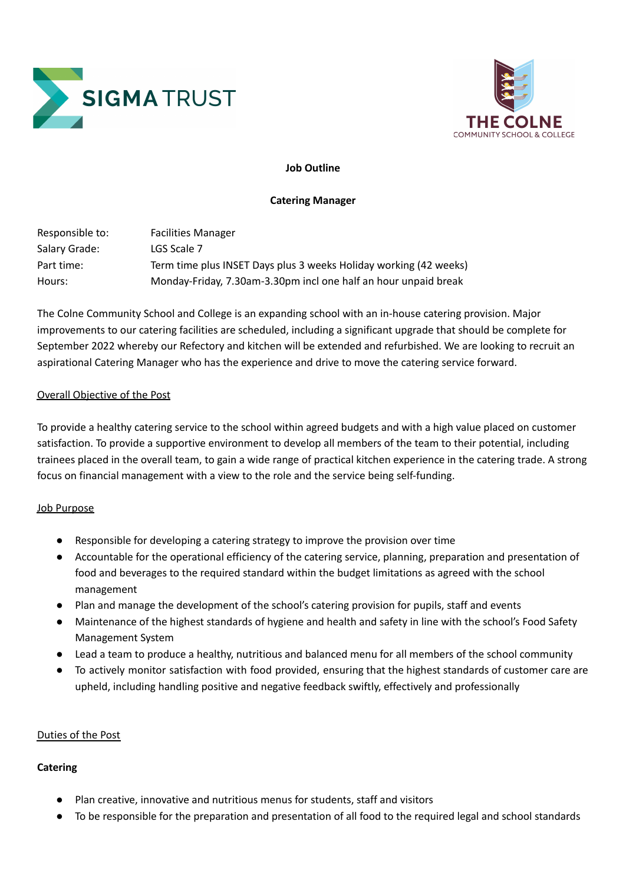SIGMA TRUST

THE COLNE
COMMUNITY SCHOOL & COLLEGE

**Job Outline**

**Catering Manager**

| | |
|---|---|
| Responsible to: | Facilities Manager |
| Salary Grade: | LGS Scale 7 |
| Part time: | Term time plus INSET Days plus 3 weeks Holiday working (42 weeks) |
| Hours: | Monday-Friday, 7.30am-3.30pm incl one half an hour unpaid break |

The Colne Community School and College is an expanding school with an in-house catering provision. Major improvements to our catering facilities are scheduled, including a significant upgrade that should be complete for September 2022 whereby our Refectory and kitchen will be extended and refurbished. We are looking to recruit an aspirational Catering Manager who has the experience and drive to move the catering service forward.

## Overall Objective of the Post

To provide a healthy catering service to the school within agreed budgets and with a high value placed on customer satisfaction. To provide a supportive environment to develop all members of the team to their potential, including trainees placed in the overall team, to gain a wide range of practical kitchen experience in the catering trade. A strong focus on financial management with a view to the role and the service being self-funding.

## Job Purpose

- Responsible for developing a catering strategy to improve the provision over time
- Accountable for the operational efficiency of the catering service, planning, preparation and presentation of food and beverages to the required standard within the budget limitations as agreed with the school management
- Plan and manage the development of the school's catering provision for pupils, staff and events
- Maintenance of the highest standards of hygiene and health and safety in line with the school's Food Safety Management System
- Lead a team to produce a healthy, nutritious and balanced menu for all members of the school community
- To actively monitor satisfaction with food provided, ensuring that the highest standards of customer care are upheld, including handling positive and negative feedback swiftly, effectively and professionally

## Duties of the Post

### Catering

- Plan creative, innovative and nutritious menus for students, staff and visitors
- To be responsible for the preparation and presentation of all food to the required legal and school standards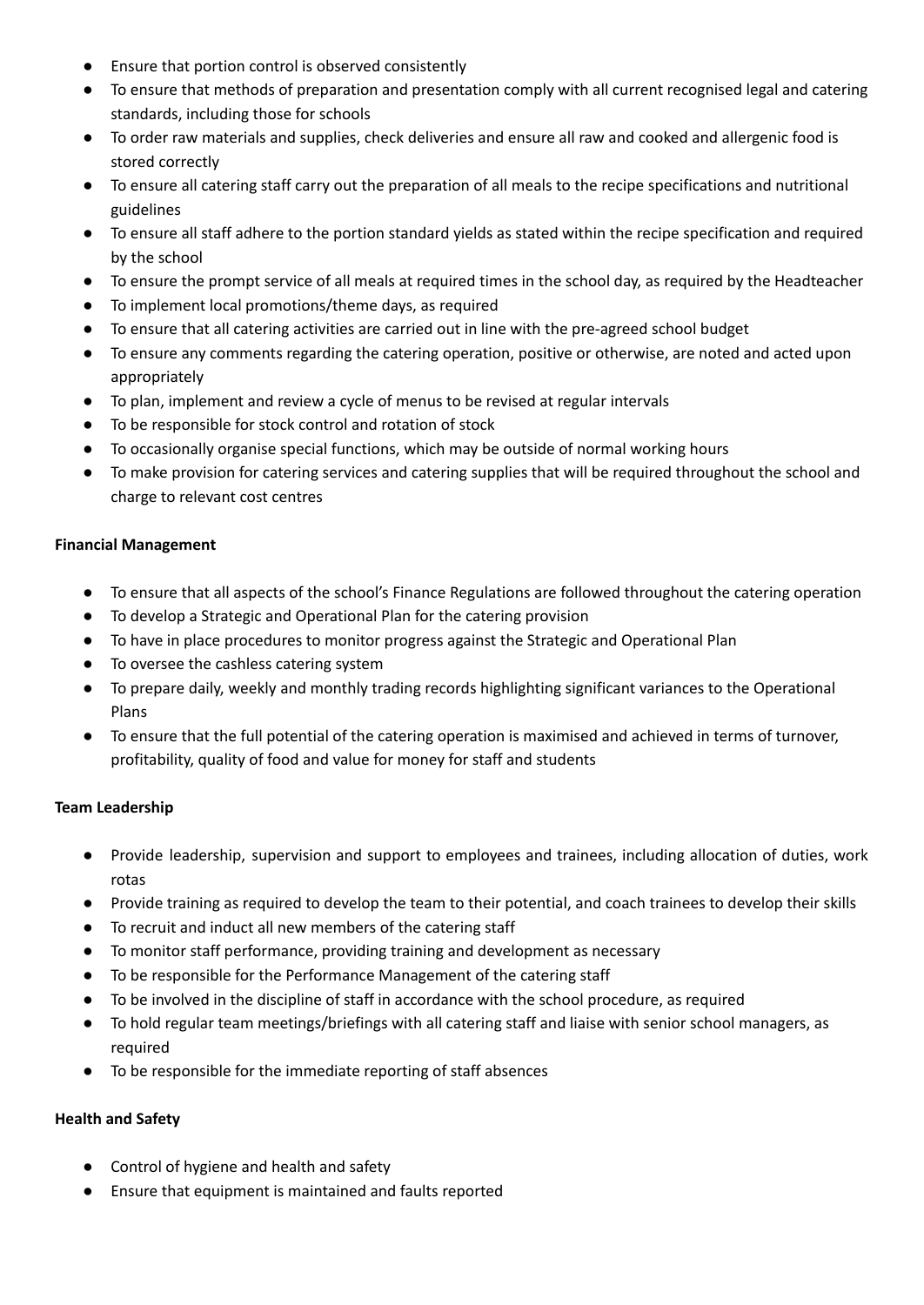- Ensure that portion control is observed consistently
- To ensure that methods of preparation and presentation comply with all current recognised legal and catering standards, including those for schools
- To order raw materials and supplies, check deliveries and ensure all raw and cooked and allergenic food is stored correctly
- To ensure all catering staff carry out the preparation of all meals to the recipe specifications and nutritional guidelines
- To ensure all staff adhere to the portion standard yields as stated within the recipe specification and required by the school
- To ensure the prompt service of all meals at required times in the school day, as required by the Headteacher
- To implement local promotions/theme days, as required
- To ensure that all catering activities are carried out in line with the pre-agreed school budget
- To ensure any comments regarding the catering operation, positive or otherwise, are noted and acted upon appropriately
- To plan, implement and review a cycle of menus to be revised at regular intervals
- To be responsible for stock control and rotation of stock
- To occasionally organise special functions, which may be outside of normal working hours
- To make provision for catering services and catering supplies that will be required throughout the school and charge to relevant cost centres

**Financial Management**

- To ensure that all aspects of the school's Finance Regulations are followed throughout the catering operation
- To develop a Strategic and Operational Plan for the catering provision
- To have in place procedures to monitor progress against the Strategic and Operational Plan
- To oversee the cashless catering system
- To prepare daily, weekly and monthly trading records highlighting significant variances to the Operational Plans
- To ensure that the full potential of the catering operation is maximised and achieved in terms of turnover, profitability, quality of food and value for money for staff and students

**Team Leadership**

- Provide leadership, supervision and support to employees and trainees, including allocation of duties, work rotas
- Provide training as required to develop the team to their potential, and coach trainees to develop their skills
- To recruit and induct all new members of the catering staff
- To monitor staff performance, providing training and development as necessary
- To be responsible for the Performance Management of the catering staff
- To be involved in the discipline of staff in accordance with the school procedure, as required
- To hold regular team meetings/briefings with all catering staff and liaise with senior school managers, as required
- To be responsible for the immediate reporting of staff absences

**Health and Safety**

- Control of hygiene and health and safety
- Ensure that equipment is maintained and faults reported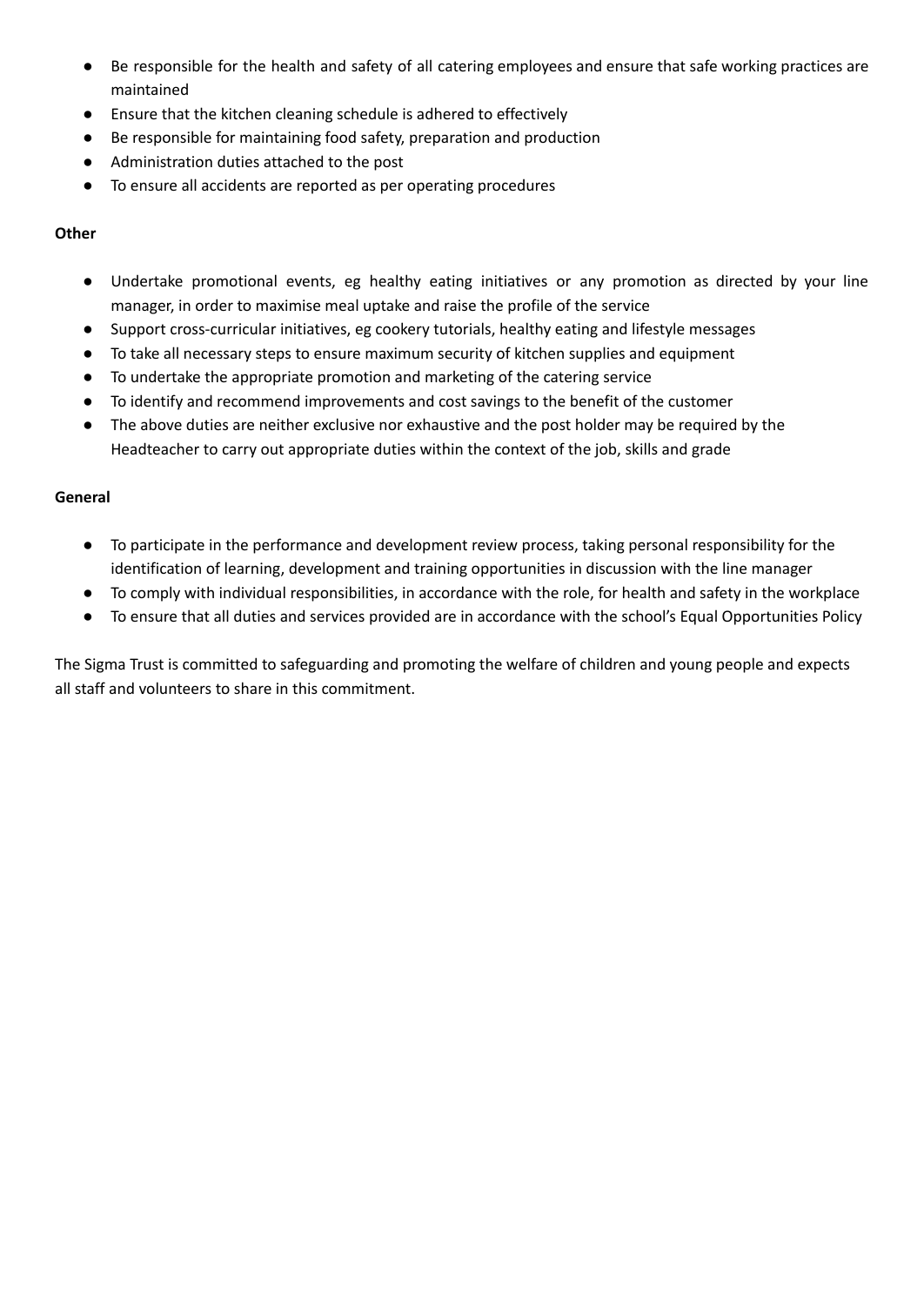- Be responsible for the health and safety of all catering employees and ensure that safe working practices are maintained
- Ensure that the kitchen cleaning schedule is adhered to effectively
- Be responsible for maintaining food safety, preparation and production
- Administration duties attached to the post
- To ensure all accidents are reported as per operating procedures

**Other**

- Undertake promotional events, eg healthy eating initiatives or any promotion as directed by your line manager, in order to maximise meal uptake and raise the profile of the service
- Support cross-curricular initiatives, eg cookery tutorials, healthy eating and lifestyle messages
- To take all necessary steps to ensure maximum security of kitchen supplies and equipment
- To undertake the appropriate promotion and marketing of the catering service
- To identify and recommend improvements and cost savings to the benefit of the customer
- The above duties are neither exclusive nor exhaustive and the post holder may be required by the Headteacher to carry out appropriate duties within the context of the job, skills and grade

**General**

- To participate in the performance and development review process, taking personal responsibility for the identification of learning, development and training opportunities in discussion with the line manager
- To comply with individual responsibilities, in accordance with the role, for health and safety in the workplace
- To ensure that all duties and services provided are in accordance with the school's Equal Opportunities Policy

The Sigma Trust is committed to safeguarding and promoting the welfare of children and young people and expects all staff and volunteers to share in this commitment.